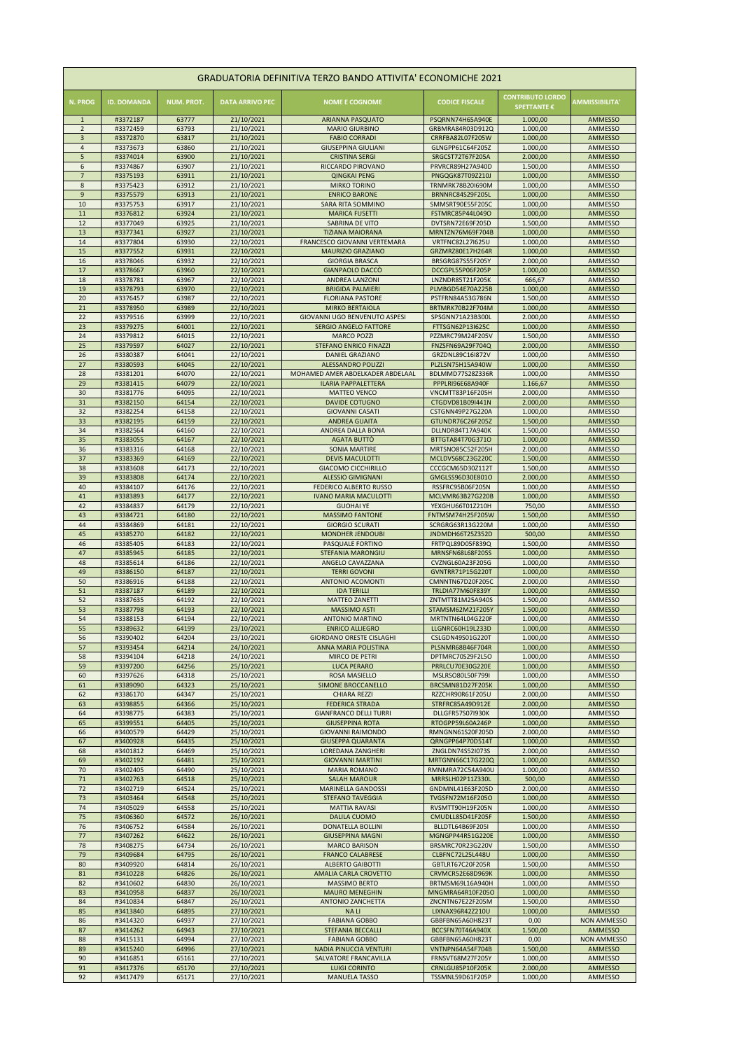# GRADUATORIA DEFINITIVA TERZO BANDO ATTIVITA' ECONOMICHE 2021

| N. PROG | ID. DOMANDA | NUM. PROT. | DATA ARRIVO PEC | NOME E COGNOME | CODICE FISCALE | CONTRIBUTO LORDO SPETTANTE € | AMMISSIBILITA' |
|---|---|---|---|---|---|---|---|
| 1 | #3372187 | 63777 | 21/10/2021 | ARIANNA PASQUATO | PSQRNN74H65A940E | 1.000,00 | AMMESSO |
| 2 | #3372459 | 63793 | 21/10/2021 | MARIO GIURBINO | GRBMRA84R03D912Q | 1.000,00 | AMMESSO |
| 3 | #3372870 | 63817 | 21/10/2021 | FABIO CORRADI | CRRFBA82L07F205W | 1.000,00 | AMMESSO |
| 4 | #3373673 | 63860 | 21/10/2021 | GIUSEPPINA GIULIANI | GLNGPP61C64F205Z | 1.000,00 | AMMESSO |
| 5 | #3374014 | 63900 | 21/10/2021 | CRISTINA SERGI | SRGCST72T67F205A | 2.000,00 | AMMESSO |
| 6 | #3374867 | 63907 | 21/10/2021 | RICCARDO PIROVANO | PRVRCR89H27A940D | 1.500,00 | AMMESSO |
| 7 | #3375193 | 63911 | 21/10/2021 | QINGKAI PENG | PNGQGK87T09Z210J | 1.000,00 | AMMESSO |
| 8 | #3375423 | 63912 | 21/10/2021 | MIRKO TORINO | TRNMRK78B20I690M | 1.000,00 | AMMESSO |
| 9 | #3375579 | 63913 | 21/10/2021 | ENRICO BARONE | BRNNRC84S29F205L | 1.000,00 | AMMESSO |
| 10 | #3375753 | 63917 | 21/10/2021 | SARA RITA SOMMINO | SMMSRT90E55F205C | 1.000,00 | AMMESSO |
| 11 | #3376812 | 63924 | 21/10/2021 | MARICA FUSETTI | FSTMRC85P44L049O | 1.000,00 | AMMESSO |
| 12 | #3377049 | 63925 | 21/10/2021 | SABRINA DE VITO | DVTSRN72E69F205D | 1.500,00 | AMMESSO |
| 13 | #3377341 | 63927 | 21/10/2021 | TIZIANA MAIORANA | MRNTZN76M69F704B | 1.000,00 | AMMESSO |
| 14 | #3377804 | 63930 | 22/10/2021 | FRANCESCO GIOVANNI VERTEMARA | VRTFNC82L27I625U | 1.000,00 | AMMESSO |
| 15 | #3377552 | 63931 | 22/10/2021 | MAURIZIO GRAZIANO | GRZMRZ80E17H264R | 1.000,00 | AMMESSO |
| 16 | #3378046 | 63932 | 22/10/2021 | GIORGIA BRASCA | BRSGRG87S55F205Y | 2.000,00 | AMMESSO |
| 17 | #3378667 | 63960 | 22/10/2021 | GIANPAOLO DACCÒ | DCCGPL55P06F205P | 1.000,00 | AMMESSO |
| 18 | #3378781 | 63967 | 22/10/2021 | ANDREA LANZONI | LNZNDR85T21F205K | 666,67 | AMMESSO |
| 19 | #3378793 | 63970 | 22/10/2021 | BRIGIDA PALMIERI | PLMBGD54E70A225B | 1.000,00 | AMMESSO |
| 20 | #3376457 | 63987 | 22/10/2021 | FLORIANA PASTORE | PSTFRN84A53G786N | 1.500,00 | AMMESSO |
| 21 | #3378950 | 63989 | 22/10/2021 | MIRKO BERTAIOLA | BRTMRK70B22F704M | 1.000,00 | AMMESSO |
| 22 | #3379516 | 63999 | 22/10/2021 | GIOVANNI UGO BENVENUTO ASPESI | SPSGNN71A23B300L | 2.000,00 | AMMESSO |
| 23 | #3379275 | 64001 | 22/10/2021 | SERGIO ANGELO FATTORE | FTTSGN62P13I625C | 1.000,00 | AMMESSO |
| 24 | #3379812 | 64015 | 22/10/2021 | MARCO POZZI | PZZMRC79M24F205V | 1.500,00 | AMMESSO |
| 25 | #3379597 | 64027 | 22/10/2021 | STEFANO ENRICO FINAZZI | FNZSFN69A29F704Q | 2.000,00 | AMMESSO |
| 26 | #3380387 | 64041 | 22/10/2021 | DANIEL GRAZIANO | GRZDNL89C16I872V | 1.000,00 | AMMESSO |
| 27 | #3380593 | 64045 | 22/10/2021 | ALESSANDRO POLIZZI | PLZLSN75H15A940W | 1.000,00 | AMMESSO |
| 28 | #3381201 | 64070 | 22/10/2021 | MOHAMED AMER ABDELKADER ABDELAAL | BDLMMD75S28Z336R | 1.000,00 | AMMESSO |
| 29 | #3381415 | 64079 | 22/10/2021 | ILARIA PAPPALETTERA | PPPLRI96E68A940F | 1.166,67 | AMMESSO |
| 30 | #3381776 | 64095 | 22/10/2021 | MATTEO VENCO | VNCMTT83P16F205H | 2.000,00 | AMMESSO |
| 31 | #3382150 | 64154 | 22/10/2021 | DAVIDE COTUGNO | CTGDVD81B09I441N | 2.000,00 | AMMESSO |
| 32 | #3382254 | 64158 | 22/10/2021 | GIOVANNI CASATI | CSTGNN49P27G220A | 1.000,00 | AMMESSO |
| 33 | #3382195 | 64159 | 22/10/2021 | ANDREA GUAITA | GTUNDR76C26F205Z | 1.500,00 | AMMESSO |
| 34 | #3382564 | 64160 | 22/10/2021 | ANDREA DALLA BONA | DLLNDR84T17A940K | 1.500,00 | AMMESSO |
| 35 | #3383055 | 64167 | 22/10/2021 | AGATA BUTTÒ | BTTGTA84T70G371O | 1.000,00 | AMMESSO |
| 36 | #3383316 | 64168 | 22/10/2021 | SONIA MARTIRE | MRTSNO85C52F205H | 2.000,00 | AMMESSO |
| 37 | #3383369 | 64169 | 22/10/2021 | DEVIS MACULOTTI | MCLDVS68C23G220C | 1.500,00 | AMMESSO |
| 38 | #3383608 | 64173 | 22/10/2021 | GIACOMO CICCHIRILLO | CCCGCM65D30Z112T | 1.500,00 | AMMESSO |
| 39 | #3383808 | 64174 | 22/10/2021 | ALESSIO GIMIGNANI | GMGLSS96D30E801O | 2.000,00 | AMMESSO |
| 40 | #3384107 | 64176 | 22/10/2021 | FEDERICO ALBERTO RUSSO | RSSFRC95B06F205N | 1.000,00 | AMMESSO |
| 41 | #3383893 | 64177 | 22/10/2021 | IVANO MARIA MACULOTTI | MCLVMR63B27G220B | 1.000,00 | AMMESSO |
| 42 | #3384837 | 64179 | 22/10/2021 | GUOHAI YE | YEXGHU66T01Z210H | 750,00 | AMMESSO |
| 43 | #3384721 | 64180 | 22/10/2021 | MASSIMO FANTONE | FNTMSM74H25F205W | 1.500,00 | AMMESSO |
| 44 | #3384869 | 64181 | 22/10/2021 | GIORGIO SCURATI | SCRGRG63R13G220M | 1.000,00 | AMMESSO |
| 45 | #3385270 | 64182 | 22/10/2021 | MONDHER JENDOUBI | JNDMDH66T25Z352D | 500,00 | AMMESSO |
| 46 | #3385405 | 64183 | 22/10/2021 | PASQUALE FORTINO | FRTPQL89D05F839Q | 1.500,00 | AMMESSO |
| 47 | #3385945 | 64185 | 22/10/2021 | STEFANIA MARONGIU | MRNSFN68L68F205S | 1.000,00 | AMMESSO |
| 48 | #3385614 | 64186 | 22/10/2021 | ANGELO CAVAZZANA | CVZNGL60A23F205G | 1.000,00 | AMMESSO |
| 49 | #3386150 | 64187 | 22/10/2021 | TERRI GOVONI | GVNTRR71P15G220T | 1.000,00 | AMMESSO |
| 50 | #3386916 | 64188 | 22/10/2021 | ANTONIO ACOMONTI | CMNNTN67D20F205C | 2.000,00 | AMMESSO |
| 51 | #3387187 | 64189 | 22/10/2021 | IDA TERILLI | TRLDIA77M60F839Y | 1.000,00 | AMMESSO |
| 52 | #3387635 | 64192 | 22/10/2021 | MATTEO ZANETTI | ZNTMTT81M25A940S | 1.500,00 | AMMESSO |
| 53 | #3387798 | 64193 | 22/10/2021 | MASSIMO ASTI | STAMSM62M21F205Y | 1.500,00 | AMMESSO |
| 54 | #3388153 | 64194 | 22/10/2021 | ANTONIO MARTINO | MRTNTN64L04G220F | 1.000,00 | AMMESSO |
| 55 | #3389632 | 64199 | 23/10/2021 | ENRICO ALLIEGRO | LLGNRC60H19L233D | 1.000,00 | AMMESSO |
| 56 | #3390402 | 64204 | 23/10/2021 | GIORDANO ORESTE CISLAGHI | CSLGDN49S01G220T | 1.000,00 | AMMESSO |
| 57 | #3393454 | 64214 | 24/10/2021 | ANNA MARIA POLISTINA | PLSNMR68B46F704R | 1.000,00 | AMMESSO |
| 58 | #3394104 | 64218 | 24/10/2021 | MIRCO DE PETRI | DPTMRC70S29F215O | 1.000,00 | AMMESSO |
| 59 | #3397200 | 64256 | 25/10/2021 | LUCA PERARO | PRRLCU70E30G220E | 1.000,00 | AMMESSO |
| 60 | #3397626 | 64318 | 25/10/2021 | ROSA MASIELLO | MSLRSO80L50F799I | 1.000,00 | AMMESSO |
| 61 | #3389090 | 64323 | 25/10/2021 | SIMONE BROCCANELLO | BRCSMN81D27F205K | 1.000,00 | AMMESSO |
| 62 | #3386170 | 64347 | 25/10/2021 | CHIARA REZZI | RZZCHR90R61F205U | 2.000,00 | AMMESSO |
| 63 | #3398855 | 64366 | 25/10/2021 | FEDERICA STRADA | STRFRC85A49D912E | 2.000,00 | AMMESSO |
| 64 | #3398775 | 64383 | 25/10/2021 | GIANFRANCO DELLI TURRI | DLLGFR57S07I930K | 1.000,00 | AMMESSO |
| 65 | #3399551 | 64405 | 25/10/2021 | GIUSEPPINA ROTA | RTOGPP59L60A246P | 1.000,00 | AMMESSO |
| 66 | #3400579 | 64429 | 25/10/2021 | GIOVANNI RAIMONDO | RMNGNN61S20F205D | 2.000,00 | AMMESSO |
| 67 | #3400928 | 64435 | 25/10/2021 | GIUSEPPA QUARANTA | QRNGPP64P70D514T | 1.000,00 | AMMESSO |
| 68 | #3401812 | 64469 | 25/10/2021 | LOREDANA ZANGHERI | ZNGLDN74S52I073S | 2.000,00 | AMMESSO |
| 69 | #3402192 | 64481 | 25/10/2021 | GIOVANNI MARTINI | MRTGNN66C17G220Q | 1.000,00 | AMMESSO |
| 70 | #3402405 | 64490 | 25/10/2021 | MARIA ROMANO | RMNMRA72C54A940U | 1.000,00 | AMMESSO |
| 71 | #3402763 | 64518 | 25/10/2021 | SALAH MAROUR | MRRSLH02P11Z330L | 500,00 | AMMESSO |
| 72 | #3402719 | 64524 | 25/10/2021 | MARINELLA GANDOSSI | GNDMNL41E63F205D | 2.000,00 | AMMESSO |
| 73 | #3403464 | 64548 | 25/10/2021 | STEFANO TAVEGGIA | TVGSFN72M16F205O | 1.000,00 | AMMESSO |
| 74 | #3405029 | 64558 | 25/10/2021 | MATTIA RAVASI | RVSMTT90H19F205N | 1.000,00 | AMMESSO |
| 75 | #3406360 | 64572 | 26/10/2021 | DALILA CUOMO | CMUDLL85D41F205F | 1.500,00 | AMMESSO |
| 76 | #3406752 | 64584 | 26/10/2021 | DONATELLA BOLLINI | BLLDTL64B69F205I | 1.000,00 | AMMESSO |
| 77 | #3407262 | 64622 | 26/10/2021 | GIUSEPPINA MAGNI | MGNGPP44R51G220E | 1.000,00 | AMMESSO |
| 78 | #3408275 | 64734 | 26/10/2021 | MARCO BARISON | BRSMRC70R23G220V | 1.500,00 | AMMESSO |
| 79 | #3409684 | 64795 | 26/10/2021 | FRANCO CALABRESE | CLBFNC72L25L448U | 1.000,00 | AMMESSO |
| 80 | #3409920 | 64814 | 26/10/2021 | ALBERTO GAIBOTTI | GBTLRT67C20F205R | 1.500,00 | AMMESSO |
| 81 | #3410228 | 64826 | 26/10/2021 | AMALIA CARLA CROVETTO | CRVMCR52E68D969K | 1.000,00 | AMMESSO |
| 82 | #3410602 | 64830 | 26/10/2021 | MASSIMO BERTO | BRTMSM69L16A940H | 1.000,00 | AMMESSO |
| 83 | #3410958 | 64837 | 26/10/2021 | MAURO MENEGHIN | MNGMRA64R10F205O | 1.000,00 | AMMESSO |
| 84 | #3410834 | 64847 | 26/10/2021 | ANTONIO ZANCHETTA | ZNCNTN67E22F205M | 1.500,00 | AMMESSO |
| 85 | #3413840 | 64895 | 27/10/2021 | NA LI | LIXNAX96R42Z210U | 1.000,00 | AMMESSO |
| 86 | #3414320 | 64937 | 27/10/2021 | FABIANA GOBBO | GBBFBN65A60H823T | 0,00 | NON AMMESSO |
| 87 | #3414262 | 64943 | 27/10/2021 | STEFANIA BECCALLI | BCCSFN70T46A940X | 1.500,00 | AMMESSO |
| 88 | #3415131 | 64994 | 27/10/2021 | FABIANA GOBBO | GBBFBN65A60H823T | 0,00 | NON AMMESSO |
| 89 | #3415240 | 64996 | 27/10/2021 | NADIA PINUCCIA VENTURI | VNTNPN64A54F704B | 1.500,00 | AMMESSO |
| 90 | #3416851 | 65161 | 27/10/2021 | SALVATORE FRANCAVILLA | FRNSVT68M27F205Y | 1.000,00 | AMMESSO |
| 91 | #3417376 | 65170 | 27/10/2021 | LUIGI CORINTO | CRNLGU85P10F205K | 2.000,00 | AMMESSO |
| 92 | #3417479 | 65171 | 27/10/2021 | MANUELA TASSO | TSSMNL59D61F205P | 1.000,00 | AMMESSO |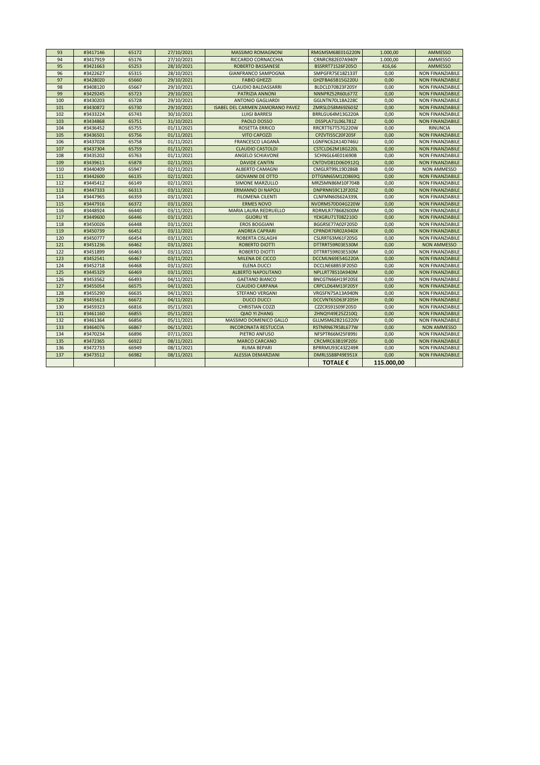| | | | | | | | |
|---|---|---|---|---|---|---|---|
| 93 | #3417146 | 65172 | 27/10/2021 | MASSIMO ROMAGNONI | RMGMSM68E01G220N | 1.000,00 | AMMESSO |
| 94 | #3417919 | 65176 | 27/10/2021 | RICCARDO CORNACCHIA | CRNRCR82E07A940Y | 1.000,00 | AMMESSO |
| 95 | #3421663 | 65253 | 28/10/2021 | ROBERTO BASSANESE | BSSRRT71S26F205O | 416,66 | AMMESSO |
| 96 | #3422627 | 65315 | 28/10/2021 | GIANFRANCO SAMPOGNA | SMPGFR75E18Z133T | 0,00 | NON FINANZIABILE |
| 97 | #3428020 | 65660 | 29/10/2021 | FABIO GHEZZI | GHZFBA65B15G220U | 0,00 | NON FINANZIABILE |
| 98 | #3408120 | 65667 | 29/10/2021 | CLAUDIO BALDASSARRI | BLDCLD70B23F205Y | 0,00 | NON FINANZIABILE |
| 99 | #3429245 | 65723 | 29/10/2021 | PATRIZIA ANNONI | NNNPRZ52R60L677Z | 0,00 | NON FINANZIABILE |
| 100 | #3430203 | 65728 | 29/10/2021 | ANTONIO GAGLIARDI | GGLNTN70L18A228C | 0,00 | NON FINANZIABILE |
| 101 | #3430872 | 65730 | 29/10/2021 | ISABEL DEL CARMEN ZAMORANO PAVEZ | ZMRSLD58M69Z603Z | 0,00 | NON FINANZIABILE |
| 102 | #3433224 | 65743 | 30/10/2021 | LUIGI BARRESI | BRRLGU64M13G220A | 0,00 | NON FINANZIABILE |
| 103 | #3434868 | 65751 | 31/10/2021 | PAOLO DOSSO | DSSPLA71L06L781Z | 0,00 | NON FINANZIABILE |
| 104 | #3436452 | 65755 | 01/11/2021 | ROSETTA ERRICO | RRCRTT67T57G220W | 0,00 | RINUNCIA |
| 105 | #3436501 | 65756 | 01/11/2021 | VITO CAPOZZI | CPZVTI55C20F205F | 0,00 | NON FINANZIABILE |
| 106 | #3437028 | 65758 | 01/11/2021 | FRANCESCO LAGANÀ | LGNFNC62A14D746U | 0,00 | NON FINANZIABILE |
| 107 | #3437304 | 65759 | 01/11/2021 | CLAUDIO CASTOLDI | CSTCLD62M18G220L | 0,00 | NON FINANZIABILE |
| 108 | #3435202 | 65763 | 01/11/2021 | ANGELO SCHIAVONE | SCHNGL64E01I690B | 0,00 | NON FINANZIABILE |
| 109 | #3439611 | 65878 | 02/11/2021 | DAVIDE CANTIN | CNTDVD81D06D912Q | 0,00 | NON FINANZIABILE |
| 110 | #3440409 | 65947 | 02/11/2021 | ALBERTO CAMAGNI | CMGLRT99L19D286B | 0,00 | NON AMMESSO |
| 111 | #3442600 | 66135 | 02/11/2021 | GIOVANNI DE OTTO | DTTGNN65M12D869Q | 0,00 | NON FINANZIABILE |
| 112 | #3445412 | 66149 | 02/11/2021 | SIMONE MARZULLO | MRZSMN86M10F704B | 0,00 | NON FINANZIABILE |
| 113 | #3447333 | 66313 | 03/11/2021 | ERMANNO DI NAPOLI | DNPRNN59C12F205Z | 0,00 | NON FINANZIABILE |
| 114 | #3447965 | 66359 | 03/11/2021 | FILOMENA CILENTI | CLNFMN60S62A339L | 0,00 | NON FINANZIABILE |
| 115 | #3447916 | 66372 | 03/11/2021 | ERMES NOVO | NVORMS70D04G220W | 0,00 | NON FINANZIABILE |
| 116 | #3448924 | 66440 | 03/11/2021 | MARIA LAURA REDRUELLO | RDRMLR77B68Z600M | 0,00 | NON FINANZIABILE |
| 117 | #3449600 | 66446 | 03/11/2021 | GUORU YE | YEXGRU71T08Z210O | 0,00 | NON FINANZIABILE |
| 118 | #3450026 | 66448 | 03/11/2021 | EROS BOGGIANI | BGGRSE77A02F205D | 0,00 | NON FINANZIABILE |
| 119 | #3450739 | 66452 | 03/11/2021 | ANDREA CAPRARI | CPRNDR76R02A940X | 0,00 | NON FINANZIABILE |
| 120 | #3450777 | 66454 | 03/11/2021 | ROBERTA CISLAGHI | CSLRRT63M61F205G | 0,00 | NON FINANZIABILE |
| 121 | #3451236 | 66462 | 03/11/2021 | ROBERTO DIOTTI | DTTRRT59R03E530M | 0,00 | NON AMMESSO |
| 122 | #3451899 | 66463 | 03/11/2021 | ROBERTO DIOTTI | DTTRRT59R03E530M | 0,00 | NON FINANZIABILE |
| 123 | #3452541 | 66467 | 03/11/2021 | MILENA DE CICCO | DCCMLN69E54G220A | 0,00 | NON FINANZIABILE |
| 124 | #3452718 | 66468 | 03/11/2021 | ELENA DUCCI | DCCLNE68B53F205D | 0,00 | NON FINANZIABILE |
| 125 | #3445329 | 66469 | 03/11/2021 | ALBERTO NAPOLITANO | NPLLRT78S10A940M | 0,00 | NON FINANZIABILE |
| 126 | #3453562 | 66493 | 04/11/2021 | GAETANO BIANCO | BNCGTN66H19F205E | 0,00 | NON FINANZIABILE |
| 127 | #3455054 | 66575 | 04/11/2021 | CLAUDIO CARPANA | CRPCLD64M13F205Y | 0,00 | NON FINANZIABILE |
| 128 | #3455290 | 66635 | 04/11/2021 | STEFANO VERGANI | VRGSFN75A13A940N | 0,00 | NON FINANZIABILE |
| 129 | #3455613 | 66672 | 04/11/2021 | DUCCI DUCCI | DCCVNT65D63F205H | 0,00 | NON FINANZIABILE |
| 130 | #3459323 | 66816 | 05/11/2021 | CHRISTIAN COZZI | CZZCRS91S09F205D | 0,00 | NON FINANZIABILE |
| 131 | #3461160 | 66855 | 05/11/2021 | QIAO YI ZHANG | ZHNQYI49E25Z210Q | 0,00 | NON FINANZIABILE |
| 132 | #3461364 | 66856 | 05/11/2021 | MASSIMO DOMENICO GALLO | GLLMSM62B21G220V | 0,00 | NON FINANZIABILE |
| 133 | #3464076 | 66867 | 06/11/2021 | INCORONATA RESTUCCIA | RSTNRN67R58L677W | 0,00 | NON AMMESSO |
| 134 | #3470234 | 66896 | 07/11/2021 | PIETRO ANFUSO | NFSPTR66M25F899J | 0,00 | NON FINANZIABILE |
| 135 | #3472365 | 66922 | 08/11/2021 | MARCO CARCANO | CRCMRC63B19F205I | 0,00 | NON FINANZIABILE |
| 136 | #3472733 | 66949 | 08/11/2021 | RUMA BEPARI | BPRRMU93C43Z249R | 0,00 | NON FINANZIABILE |
| 137 | #3473512 | 66982 | 08/11/2021 | ALESSIA DEMARZIANI | DMRLSS88P49E951X | 0,00 | NON FINANZIABILE |
| | | | | | **TOTALE €** | **115.000,00** | |